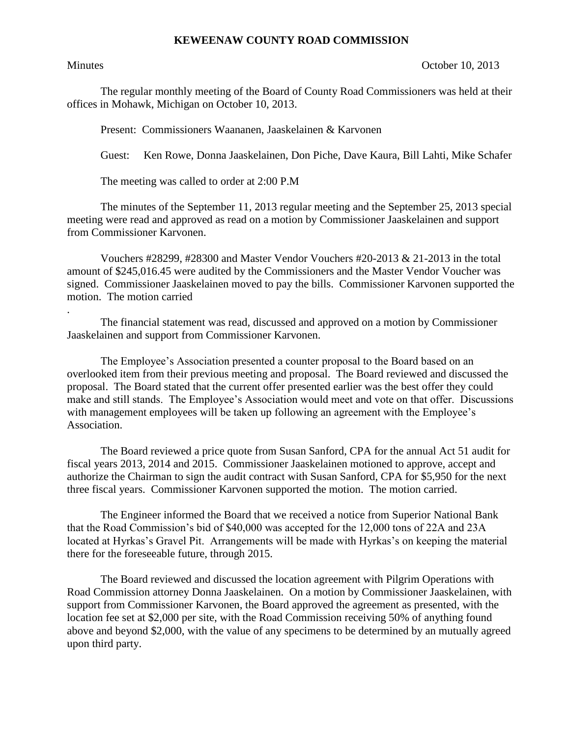# KEWEENAW COUNTY ROAD COMMISSION

Minutes October 10, 2013

The regular monthly meeting of the Board of County Road Commissioners was held at their offices in Mohawk, Michigan on October 10, 2013.

Present: Commissioners Waananen, Jaaskelainen & Karvonen

Guest: Ken Rowe, Donna Jaaskelainen, Don Piche, Dave Kaura, Bill Lahti, Mike Schafer

The meeting was called to order at 2:00 P.M

The minutes of the September 11, 2013 regular meeting and the September 25, 2013 special meeting were read and approved as read on a motion by Commissioner Jaaskelainen and support from Commissioner Karvonen.

Vouchers #28299, #28300 and Master Vendor Vouchers #20-2013 & 21-2013 in the total amount of $245,016.45 were audited by the Commissioners and the Master Vendor Voucher was signed. Commissioner Jaaskelainen moved to pay the bills. Commissioner Karvonen supported the motion. The motion carried

.

The financial statement was read, discussed and approved on a motion by Commissioner Jaaskelainen and support from Commissioner Karvonen.

The Employee's Association presented a counter proposal to the Board based on an overlooked item from their previous meeting and proposal. The Board reviewed and discussed the proposal. The Board stated that the current offer presented earlier was the best offer they could make and still stands. The Employee's Association would meet and vote on that offer. Discussions with management employees will be taken up following an agreement with the Employee's Association.

The Board reviewed a price quote from Susan Sanford, CPA for the annual Act 51 audit for fiscal years 2013, 2014 and 2015. Commissioner Jaaskelainen motioned to approve, accept and authorize the Chairman to sign the audit contract with Susan Sanford, CPA for $5,950 for the next three fiscal years. Commissioner Karvonen supported the motion. The motion carried.

The Engineer informed the Board that we received a notice from Superior National Bank that the Road Commission's bid of $40,000 was accepted for the 12,000 tons of 22A and 23A located at Hyrkas's Gravel Pit. Arrangements will be made with Hyrkas's on keeping the material there for the foreseeable future, through 2015.

The Board reviewed and discussed the location agreement with Pilgrim Operations with Road Commission attorney Donna Jaaskelainen. On a motion by Commissioner Jaaskelainen, with support from Commissioner Karvonen, the Board approved the agreement as presented, with the location fee set at $2,000 per site, with the Road Commission receiving 50% of anything found above and beyond $2,000, with the value of any specimens to be determined by an mutually agreed upon third party.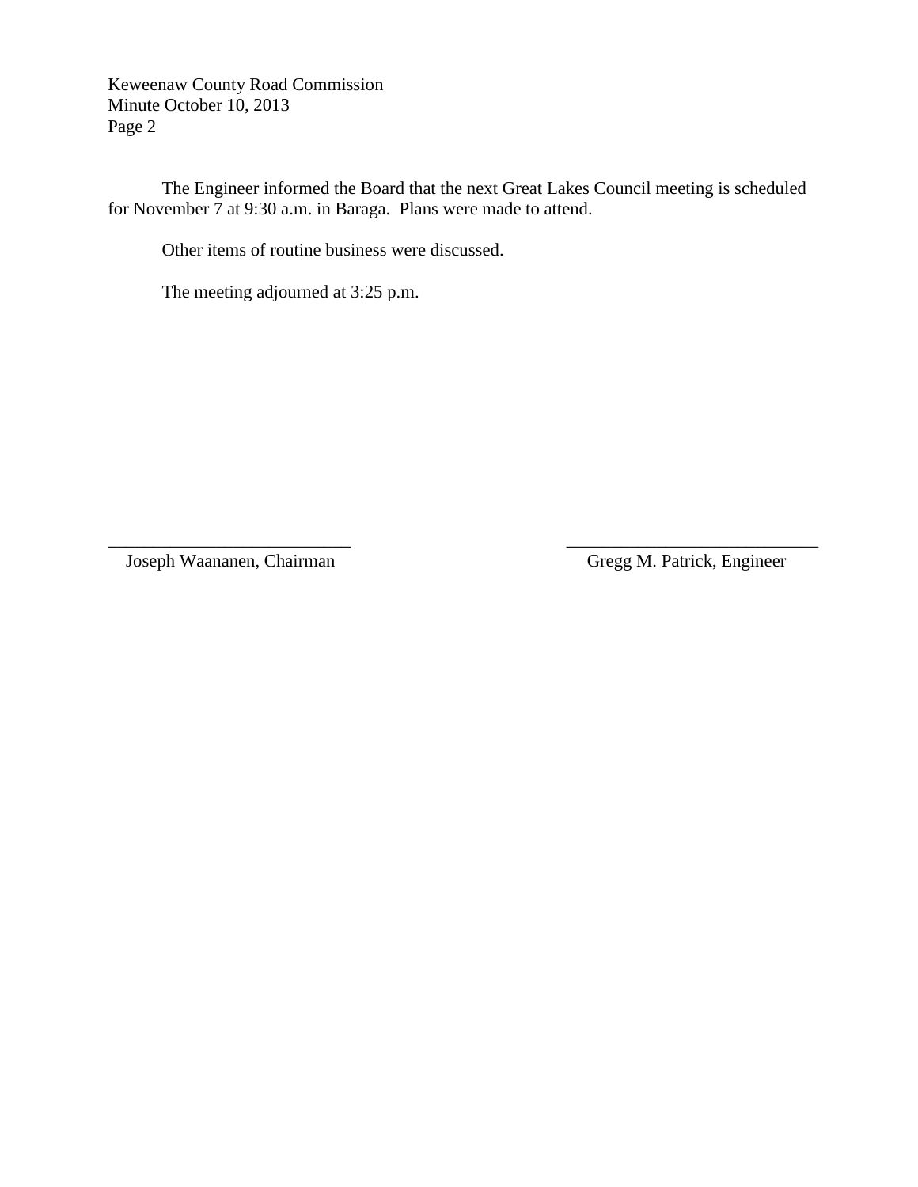The Engineer informed the Board that the next Great Lakes Council meeting is scheduled for November 7 at 9:30 a.m. in Baraga. Plans were made to attend.

Other items of routine business were discussed.

The meeting adjourned at 3:25 p.m.

\_\_\_\_\_\_\_\_\_\_\_\_\_\_\_\_\_\_\_\_\_\_\_\_\_\_\_
Joseph Waananen, Chairman

\_\_\_\_\_\_\_\_\_\_\_\_\_\_\_\_\_\_\_\_\_\_\_\_\_\_\_
Gregg M. Patrick, Engineer